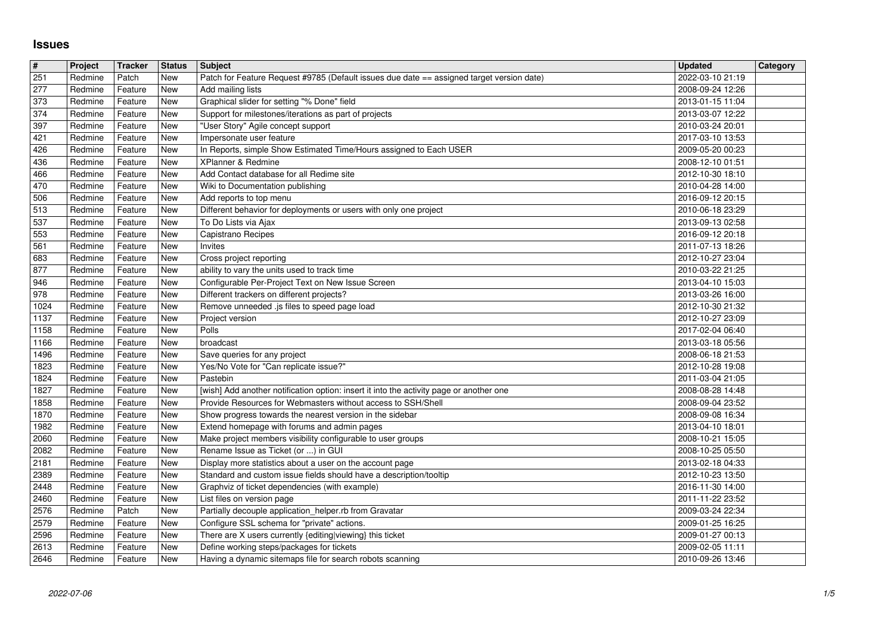# Issues

| # | Project | Tracker | Status | Subject | Updated | Category |
|---|---|---|---|---|---|---|
| 251 | Redmine | Patch | New | Patch for Feature Request #9785 (Default issues due date == assigned target version date) | 2022-03-10 21:19 | |
| 277 | Redmine | Feature | New | Add mailing lists | 2008-09-24 12:26 | |
| 373 | Redmine | Feature | New | Graphical slider for setting "% Done" field | 2013-01-15 11:04 | |
| 374 | Redmine | Feature | New | Support for milestones/iterations as part of projects | 2013-03-07 12:22 | |
| 397 | Redmine | Feature | New | "User Story" Agile concept support | 2010-03-24 20:01 | |
| 421 | Redmine | Feature | New | Impersonate user feature | 2017-03-10 13:53 | |
| 426 | Redmine | Feature | New | In Reports, simple Show Estimated Time/Hours assigned to Each USER | 2009-05-20 00:23 | |
| 436 | Redmine | Feature | New | XPlanner & Redmine | 2008-12-10 01:51 | |
| 466 | Redmine | Feature | New | Add Contact database for all Redime site | 2012-10-30 18:10 | |
| 470 | Redmine | Feature | New | Wiki to Documentation publishing | 2010-04-28 14:00 | |
| 506 | Redmine | Feature | New | Add reports to top menu | 2016-09-12 20:15 | |
| 513 | Redmine | Feature | New | Different behavior for deployments or users with only one project | 2010-06-18 23:29 | |
| 537 | Redmine | Feature | New | To Do Lists via Ajax | 2013-09-13 02:58 | |
| 553 | Redmine | Feature | New | Capistrano Recipes | 2016-09-12 20:18 | |
| 561 | Redmine | Feature | New | Invites | 2011-07-13 18:26 | |
| 683 | Redmine | Feature | New | Cross project reporting | 2012-10-27 23:04 | |
| 877 | Redmine | Feature | New | ability to vary the units used to track time | 2010-03-22 21:25 | |
| 946 | Redmine | Feature | New | Configurable Per-Project Text on New Issue Screen | 2013-04-10 15:03 | |
| 978 | Redmine | Feature | New | Different trackers on different projects? | 2013-03-26 16:00 | |
| 1024 | Redmine | Feature | New | Remove unneeded .js files to speed page load | 2012-10-30 21:32 | |
| 1137 | Redmine | Feature | New | Project version | 2012-10-27 23:09 | |
| 1158 | Redmine | Feature | New | Polls | 2017-02-04 06:40 | |
| 1166 | Redmine | Feature | New | broadcast | 2013-03-18 05:56 | |
| 1496 | Redmine | Feature | New | Save queries for any project | 2008-06-18 21:53 | |
| 1823 | Redmine | Feature | New | Yes/No Vote for "Can replicate issue?" | 2012-10-28 19:08 | |
| 1824 | Redmine | Feature | New | Pastebin | 2011-03-04 21:05 | |
| 1827 | Redmine | Feature | New | [wish] Add another notification option: insert it into the activity page or another one | 2008-08-28 14:48 | |
| 1858 | Redmine | Feature | New | Provide Resources for Webmasters without access to SSH/Shell | 2008-09-04 23:52 | |
| 1870 | Redmine | Feature | New | Show progress towards the nearest version in the sidebar | 2008-09-08 16:34 | |
| 1982 | Redmine | Feature | New | Extend homepage with forums and admin pages | 2013-04-10 18:01 | |
| 2060 | Redmine | Feature | New | Make project members visibility configurable to user groups | 2008-10-21 15:05 | |
| 2082 | Redmine | Feature | New | Rename Issue as Ticket (or ...) in GUI | 2008-10-25 05:50 | |
| 2181 | Redmine | Feature | New | Display more statistics about a user on the account page | 2013-02-18 04:33 | |
| 2389 | Redmine | Feature | New | Standard and custom issue fields should have a description/tooltip | 2012-10-23 13:50 | |
| 2448 | Redmine | Feature | New | Graphviz of ticket dependencies (with example) | 2016-11-30 14:00 | |
| 2460 | Redmine | Feature | New | List files on version page | 2011-11-22 23:52 | |
| 2576 | Redmine | Patch | New | Partially decouple application_helper.rb from Gravatar | 2009-03-24 22:34 | |
| 2579 | Redmine | Feature | New | Configure SSL schema for "private" actions. | 2009-01-25 16:25 | |
| 2596 | Redmine | Feature | New | There are X users currently {editing\|viewing} this ticket | 2009-01-27 00:13 | |
| 2613 | Redmine | Feature | New | Define working steps/packages for tickets | 2009-02-05 11:11 | |
| 2646 | Redmine | Feature | New | Having a dynamic sitemaps file for search robots scanning | 2010-09-26 13:46 | |

2022-07-06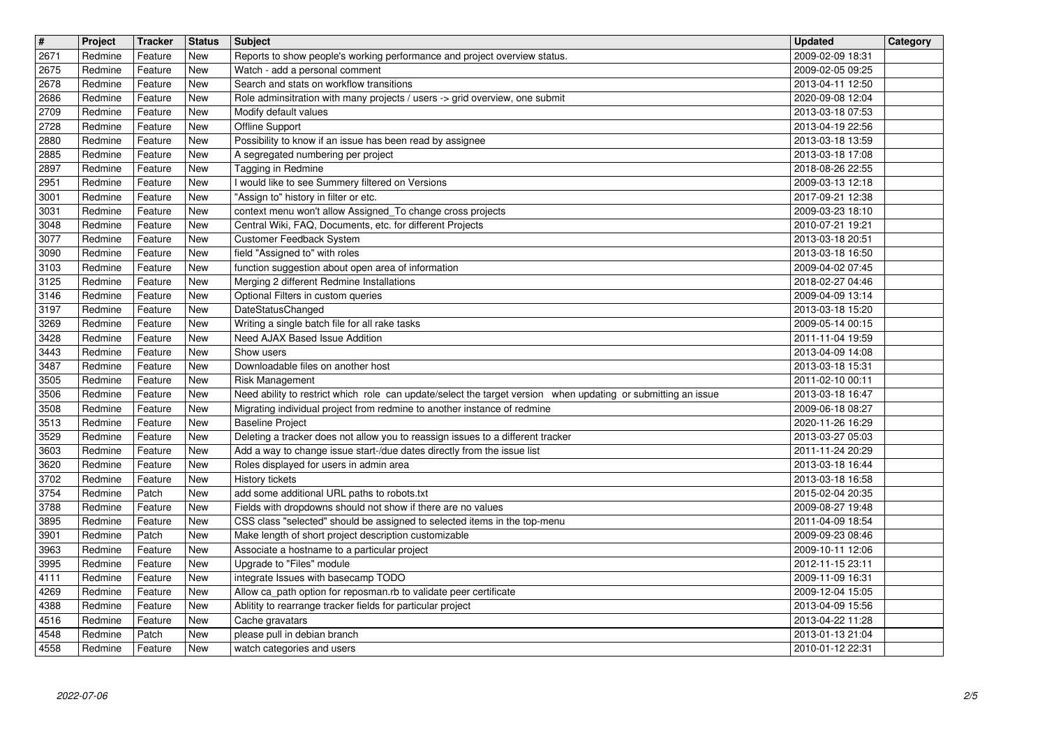| # | Project | Tracker | Status | Subject | Updated | Category |
|---|---|---|---|---|---|---|
| 2671 | Redmine | Feature | New | Reports to show people's working performance and project overview status. | 2009-02-09 18:31 | |
| 2675 | Redmine | Feature | New | Watch - add a personal comment | 2009-02-05 09:25 | |
| 2678 | Redmine | Feature | New | Search and stats on workflow transitions | 2013-04-11 12:50 | |
| 2686 | Redmine | Feature | New | Role adminsitration with many projects / users -> grid overview, one submit | 2020-09-08 12:04 | |
| 2709 | Redmine | Feature | New | Modify default values | 2013-03-18 07:53 | |
| 2728 | Redmine | Feature | New | Offline Support | 2013-04-19 22:56 | |
| 2880 | Redmine | Feature | New | Possibility to know if an issue has been read by assignee | 2013-03-18 13:59 | |
| 2885 | Redmine | Feature | New | A segregated numbering per project | 2013-03-18 17:08 | |
| 2897 | Redmine | Feature | New | Tagging in Redmine | 2018-08-26 22:55 | |
| 2951 | Redmine | Feature | New | I would like to see Summery filtered on Versions | 2009-03-13 12:18 | |
| 3001 | Redmine | Feature | New | "Assign to" history in filter or etc. | 2017-09-21 12:38 | |
| 3031 | Redmine | Feature | New | context menu won't allow Assigned_To change cross projects | 2009-03-23 18:10 | |
| 3048 | Redmine | Feature | New | Central Wiki, FAQ, Documents, etc. for different Projects | 2010-07-21 19:21 | |
| 3077 | Redmine | Feature | New | Customer Feedback System | 2013-03-18 20:51 | |
| 3090 | Redmine | Feature | New | field "Assigned to" with roles | 2013-03-18 16:50 | |
| 3103 | Redmine | Feature | New | function suggestion about open area of information | 2009-04-02 07:45 | |
| 3125 | Redmine | Feature | New | Merging 2 different Redmine Installations | 2018-02-27 04:46 | |
| 3146 | Redmine | Feature | New | Optional Filters in custom queries | 2009-04-09 13:14 | |
| 3197 | Redmine | Feature | New | DateStatusChanged | 2013-03-18 15:20 | |
| 3269 | Redmine | Feature | New | Writing a single batch file for all rake tasks | 2009-05-14 00:15 | |
| 3428 | Redmine | Feature | New | Need AJAX Based Issue Addition | 2011-11-04 19:59 | |
| 3443 | Redmine | Feature | New | Show users | 2013-04-09 14:08 | |
| 3487 | Redmine | Feature | New | Downloadable files on another host | 2013-03-18 15:31 | |
| 3505 | Redmine | Feature | New | Risk Management | 2011-02-10 00:11 | |
| 3506 | Redmine | Feature | New | Need ability to restrict which role can update/select the target version when updating or submitting an issue | 2013-03-18 16:47 | |
| 3508 | Redmine | Feature | New | Migrating individual project from redmine to another instance of redmine | 2009-06-18 08:27 | |
| 3513 | Redmine | Feature | New | Baseline Project | 2020-11-26 16:29 | |
| 3529 | Redmine | Feature | New | Deleting a tracker does not allow you to reassign issues to a different tracker | 2013-03-27 05:03 | |
| 3603 | Redmine | Feature | New | Add a way to change issue start-/due dates directly from the issue list | 2011-11-24 20:29 | |
| 3620 | Redmine | Feature | New | Roles displayed for users in admin area | 2013-03-18 16:44 | |
| 3702 | Redmine | Feature | New | History tickets | 2013-03-18 16:58 | |
| 3754 | Redmine | Patch | New | add some additional URL paths to robots.txt | 2015-02-04 20:35 | |
| 3788 | Redmine | Feature | New | Fields with dropdowns should not show if there are no values | 2009-08-27 19:48 | |
| 3895 | Redmine | Feature | New | CSS class "selected" should be assigned to selected items in the top-menu | 2011-04-09 18:54 | |
| 3901 | Redmine | Patch | New | Make length of short project description customizable | 2009-09-23 08:46 | |
| 3963 | Redmine | Feature | New | Associate a hostname to a particular project | 2009-10-11 12:06 | |
| 3995 | Redmine | Feature | New | Upgrade to "Files" module | 2012-11-15 23:11 | |
| 4111 | Redmine | Feature | New | integrate Issues with basecamp TODO | 2009-11-09 16:31 | |
| 4269 | Redmine | Feature | New | Allow ca_path option for reposman.rb to validate peer certificate | 2009-12-04 15:05 | |
| 4388 | Redmine | Feature | New | Ablitity to rearrange tracker fields for particular project | 2013-04-09 15:56 | |
| 4516 | Redmine | Feature | New | Cache gravatars | 2013-04-22 11:28 | |
| 4548 | Redmine | Patch | New | please pull in debian branch | 2013-01-13 21:04 | |
| 4558 | Redmine | Feature | New | watch categories and users | 2010-01-12 22:31 | |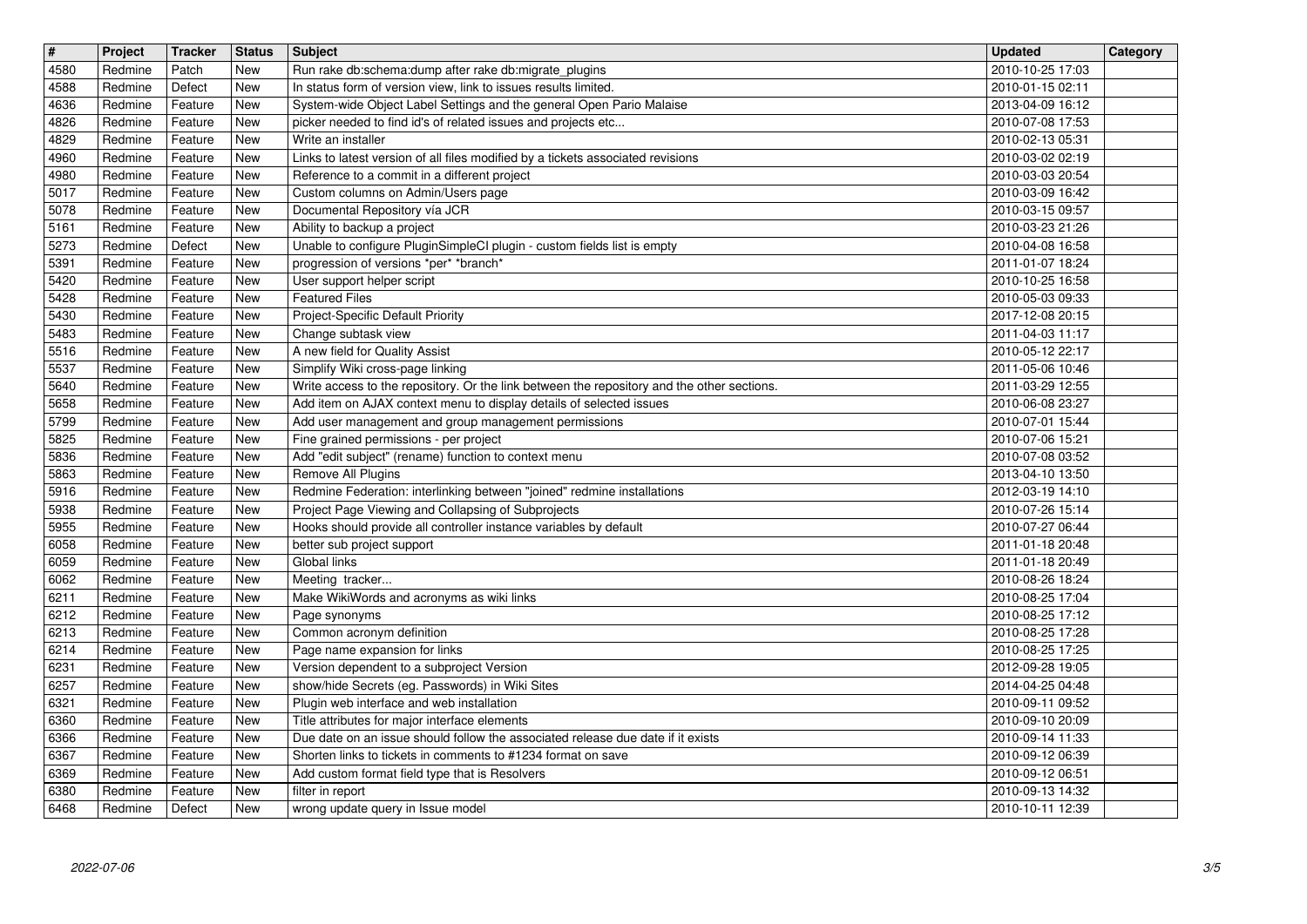| # | Project | Tracker | Status | Subject | Updated | Category |
|---|---|---|---|---|---|---|
| 4580 | Redmine | Patch | New | Run rake db:schema:dump after rake db:migrate_plugins | 2010-10-25 17:03 | |
| 4588 | Redmine | Defect | New | In status form of version view, link to issues results limited. | 2010-01-15 02:11 | |
| 4636 | Redmine | Feature | New | System-wide Object Label Settings and the general Open Pario Malaise | 2013-04-09 16:12 | |
| 4826 | Redmine | Feature | New | picker needed to find id's of related issues and projects etc... | 2010-07-08 17:53 | |
| 4829 | Redmine | Feature | New | Write an installer | 2010-02-13 05:31 | |
| 4960 | Redmine | Feature | New | Links to latest version of all files modified by a tickets associated revisions | 2010-03-02 02:19 | |
| 4980 | Redmine | Feature | New | Reference to a commit in a different project | 2010-03-03 20:54 | |
| 5017 | Redmine | Feature | New | Custom columns on Admin/Users page | 2010-03-09 16:42 | |
| 5078 | Redmine | Feature | New | Documental Repository vía JCR | 2010-03-15 09:57 | |
| 5161 | Redmine | Feature | New | Ability to backup a project | 2010-03-23 21:26 | |
| 5273 | Redmine | Defect | New | Unable to configure PluginSimpleCI plugin - custom fields list is empty | 2010-04-08 16:58 | |
| 5391 | Redmine | Feature | New | progression of versions *per* *branch* | 2011-01-07 18:24 | |
| 5420 | Redmine | Feature | New | User support helper script | 2010-10-25 16:58 | |
| 5428 | Redmine | Feature | New | Featured Files | 2010-05-03 09:33 | |
| 5430 | Redmine | Feature | New | Project-Specific Default Priority | 2017-12-08 20:15 | |
| 5483 | Redmine | Feature | New | Change subtask view | 2011-04-03 11:17 | |
| 5516 | Redmine | Feature | New | A new field for Quality Assist | 2010-05-12 22:17 | |
| 5537 | Redmine | Feature | New | Simplify Wiki cross-page linking | 2011-05-06 10:46 | |
| 5640 | Redmine | Feature | New | Write access to the repository. Or the link between the repository and the other sections. | 2011-03-29 12:55 | |
| 5658 | Redmine | Feature | New | Add item on AJAX context menu to display details of selected issues | 2010-06-08 23:27 | |
| 5799 | Redmine | Feature | New | Add user management and group management permissions | 2010-07-01 15:44 | |
| 5825 | Redmine | Feature | New | Fine grained permissions - per project | 2010-07-06 15:21 | |
| 5836 | Redmine | Feature | New | Add "edit subject" (rename) function to context menu | 2010-07-08 03:52 | |
| 5863 | Redmine | Feature | New | Remove All Plugins | 2013-04-10 13:50 | |
| 5916 | Redmine | Feature | New | Redmine Federation: interlinking between "joined" redmine installations | 2012-03-19 14:10 | |
| 5938 | Redmine | Feature | New | Project Page Viewing and Collapsing of Subprojects | 2010-07-26 15:14 | |
| 5955 | Redmine | Feature | New | Hooks should provide all controller instance variables by default | 2010-07-27 06:44 | |
| 6058 | Redmine | Feature | New | better sub project support | 2011-01-18 20:48 | |
| 6059 | Redmine | Feature | New | Global links | 2011-01-18 20:49 | |
| 6062 | Redmine | Feature | New | Meeting tracker... | 2010-08-26 18:24 | |
| 6211 | Redmine | Feature | New | Make WikiWords and acronyms as wiki links | 2010-08-25 17:04 | |
| 6212 | Redmine | Feature | New | Page synonyms | 2010-08-25 17:12 | |
| 6213 | Redmine | Feature | New | Common acronym definition | 2010-08-25 17:28 | |
| 6214 | Redmine | Feature | New | Page name expansion for links | 2010-08-25 17:25 | |
| 6231 | Redmine | Feature | New | Version dependent to a subproject Version | 2012-09-28 19:05 | |
| 6257 | Redmine | Feature | New | show/hide Secrets (eg. Passwords) in Wiki Sites | 2014-04-25 04:48 | |
| 6321 | Redmine | Feature | New | Plugin web interface and web installation | 2010-09-11 09:52 | |
| 6360 | Redmine | Feature | New | Title attributes for major interface elements | 2010-09-10 20:09 | |
| 6366 | Redmine | Feature | New | Due date on an issue should follow the associated release due date if it exists | 2010-09-14 11:33 | |
| 6367 | Redmine | Feature | New | Shorten links to tickets in comments to #1234 format on save | 2010-09-12 06:39 | |
| 6369 | Redmine | Feature | New | Add custom format field type that is Resolvers | 2010-09-12 06:51 | |
| 6380 | Redmine | Feature | New | filter in report | 2010-09-13 14:32 | |
| 6468 | Redmine | Defect | New | wrong update query in Issue model | 2010-10-11 12:39 | |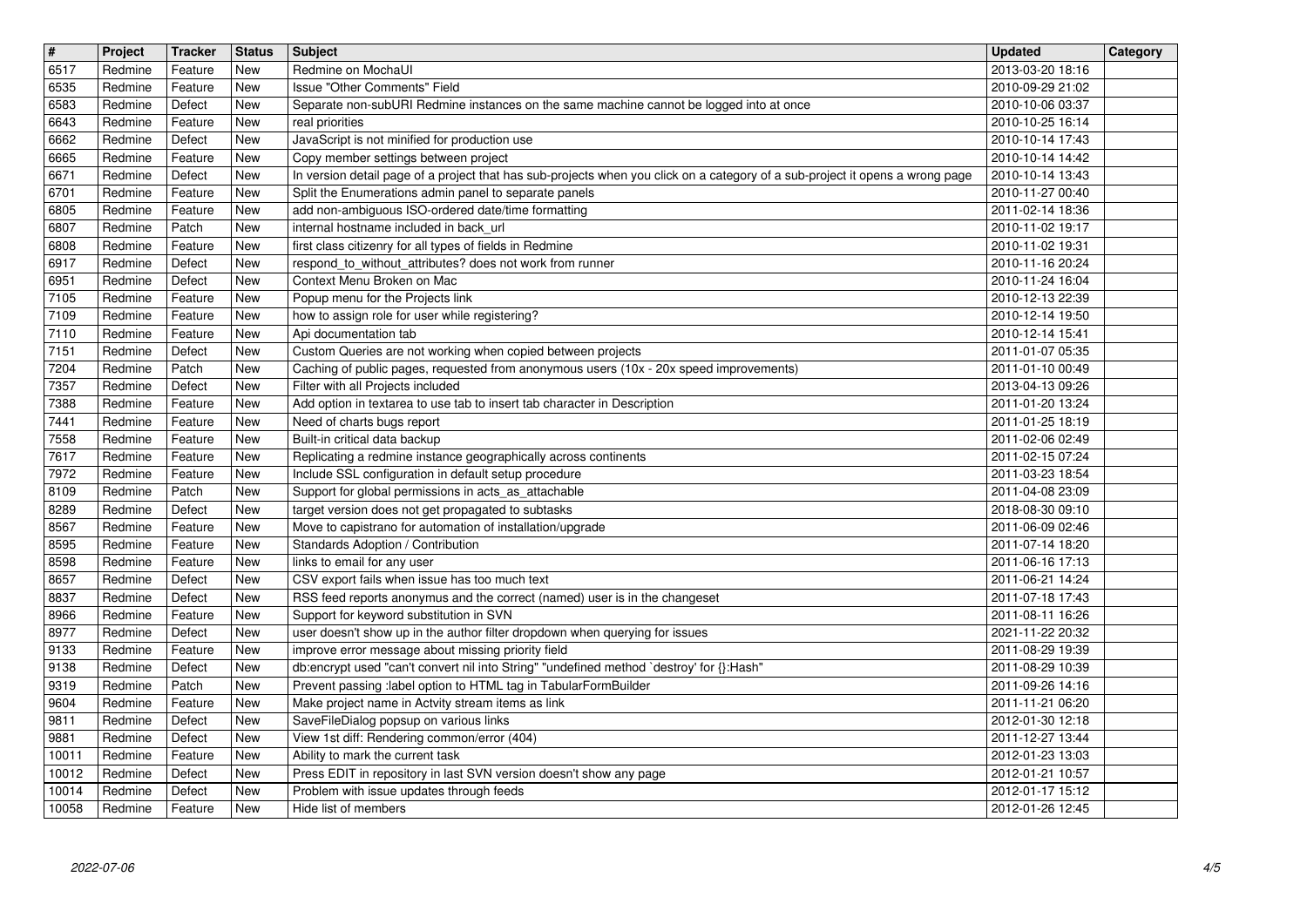| # | Project | Tracker | Status | Subject | Updated | Category |
| --- | --- | --- | --- | --- | --- | --- |
| 6517 | Redmine | Feature | New | Redmine on MochaUI | 2013-03-20 18:16 | |
| 6535 | Redmine | Feature | New | Issue "Other Comments" Field | 2010-09-29 21:02 | |
| 6583 | Redmine | Defect | New | Separate non-subURI Redmine instances on the same machine cannot be logged into at once | 2010-10-06 03:37 | |
| 6643 | Redmine | Feature | New | real priorities | 2010-10-25 16:14 | |
| 6662 | Redmine | Defect | New | JavaScript is not minified for production use | 2010-10-14 17:43 | |
| 6665 | Redmine | Feature | New | Copy member settings between project | 2010-10-14 14:42 | |
| 6671 | Redmine | Defect | New | In version detail page of a project that has sub-projects when you click on a category of a sub-project it opens a wrong page | 2010-10-14 13:43 | |
| 6701 | Redmine | Feature | New | Split the Enumerations admin panel to separate panels | 2010-11-27 00:40 | |
| 6805 | Redmine | Feature | New | add non-ambiguous ISO-ordered date/time formatting | 2011-02-14 18:36 | |
| 6807 | Redmine | Patch | New | internal hostname included in back_url | 2010-11-02 19:17 | |
| 6808 | Redmine | Feature | New | first class citizenry for all types of fields in Redmine | 2010-11-02 19:31 | |
| 6917 | Redmine | Defect | New | respond_to_without_attributes? does not work from runner | 2010-11-16 20:24 | |
| 6951 | Redmine | Defect | New | Context Menu Broken on Mac | 2010-11-24 16:04 | |
| 7105 | Redmine | Feature | New | Popup menu for the Projects link | 2010-12-13 22:39 | |
| 7109 | Redmine | Feature | New | how to assign role for user while registering? | 2010-12-14 19:50 | |
| 7110 | Redmine | Feature | New | Api documentation tab | 2010-12-14 15:41 | |
| 7151 | Redmine | Defect | New | Custom Queries are not working when copied between projects | 2011-01-07 05:35 | |
| 7204 | Redmine | Patch | New | Caching of public pages, requested from anonymous users (10x - 20x speed improvements) | 2011-01-10 00:49 | |
| 7357 | Redmine | Defect | New | Filter with all Projects included | 2013-04-13 09:26 | |
| 7388 | Redmine | Feature | New | Add option in textarea to use tab to insert tab character in Description | 2011-01-20 13:24 | |
| 7441 | Redmine | Feature | New | Need of charts bugs report | 2011-01-25 18:19 | |
| 7558 | Redmine | Feature | New | Built-in critical data backup | 2011-02-06 02:49 | |
| 7617 | Redmine | Feature | New | Replicating a redmine instance geographically across continents | 2011-02-15 07:24 | |
| 7972 | Redmine | Feature | New | Include SSL configuration in default setup procedure | 2011-03-23 18:54 | |
| 8109 | Redmine | Patch | New | Support for global permissions in acts_as_attachable | 2011-04-08 23:09 | |
| 8289 | Redmine | Defect | New | target version does not get propagated to subtasks | 2018-08-30 09:10 | |
| 8567 | Redmine | Feature | New | Move to capistrano for automation of installation/upgrade | 2011-06-09 02:46 | |
| 8595 | Redmine | Feature | New | Standards Adoption / Contribution | 2011-07-14 18:20 | |
| 8598 | Redmine | Feature | New | links to email for any user | 2011-06-16 17:13 | |
| 8657 | Redmine | Defect | New | CSV export fails when issue has too much text | 2011-06-21 14:24 | |
| 8837 | Redmine | Defect | New | RSS feed reports anonymus and the correct (named) user is in the changeset | 2011-07-18 17:43 | |
| 8966 | Redmine | Feature | New | Support for keyword substitution in SVN | 2011-08-11 16:26 | |
| 8977 | Redmine | Defect | New | user doesn't show up in the author filter dropdown when querying for issues | 2021-11-22 20:32 | |
| 9133 | Redmine | Feature | New | improve error message about missing priority field | 2011-08-29 19:39 | |
| 9138 | Redmine | Defect | New | db:encrypt used "can't convert nil into String" "undefined method `destroy' for {}:Hash" | 2011-08-29 10:39 | |
| 9319 | Redmine | Patch | New | Prevent passing :label option to HTML tag in TabularFormBuilder | 2011-09-26 14:16 | |
| 9604 | Redmine | Feature | New | Make project name in Actvity stream items as link | 2011-11-21 06:20 | |
| 9811 | Redmine | Defect | New | SaveFileDialog popsup on various links | 2012-01-30 12:18 | |
| 9881 | Redmine | Defect | New | View 1st diff: Rendering common/error (404) | 2011-12-27 13:44 | |
| 10011 | Redmine | Feature | New | Ability to mark the current task | 2012-01-23 13:03 | |
| 10012 | Redmine | Defect | New | Press EDIT in repository in last SVN version doesn't show any page | 2012-01-21 10:57 | |
| 10014 | Redmine | Defect | New | Problem with issue updates through feeds | 2012-01-17 15:12 | |
| 10058 | Redmine | Feature | New | Hide list of members | 2012-01-26 12:45 | |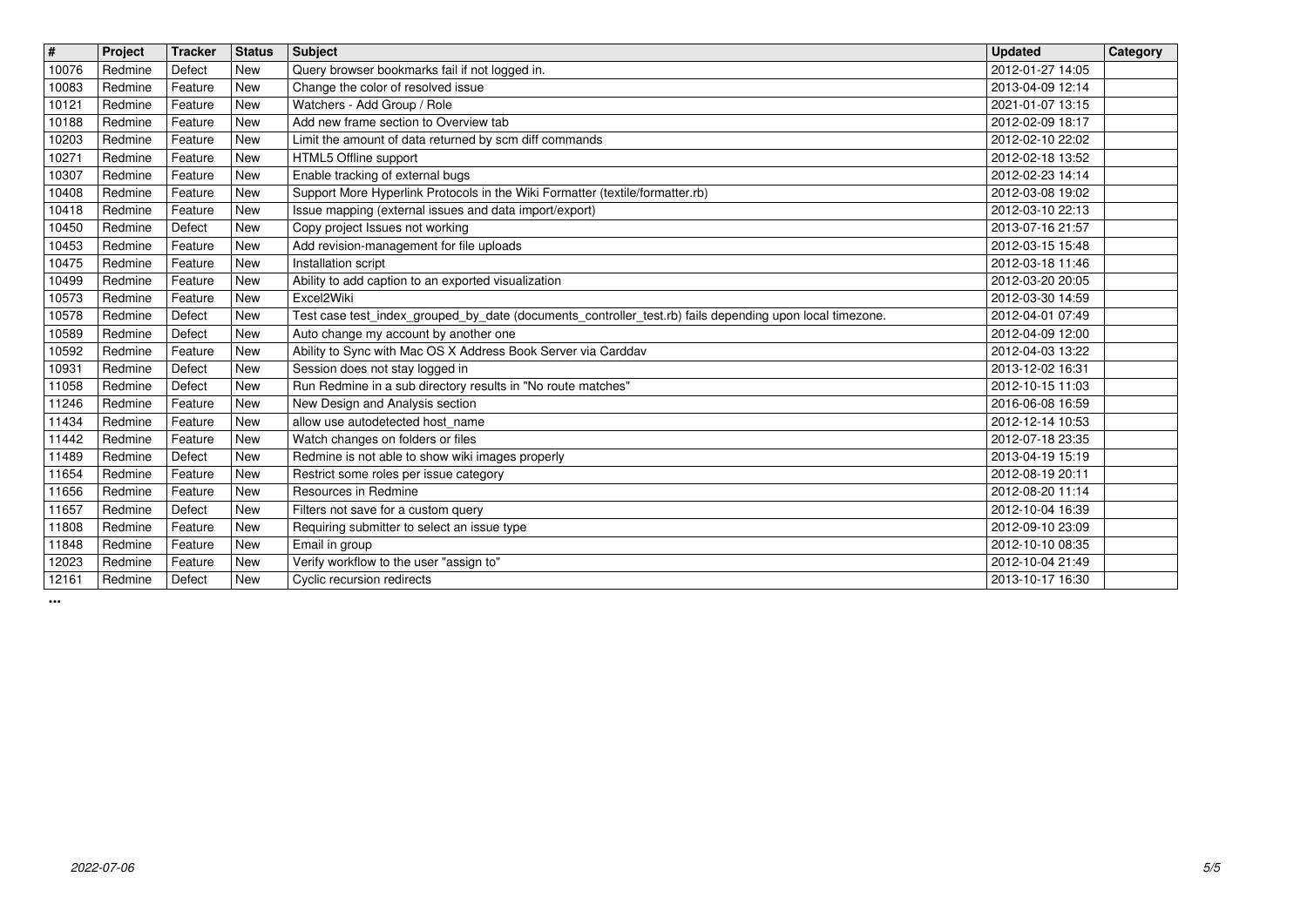| # | Project | Tracker | Status | Subject | Updated | Category |
|---|---|---|---|---|---|---|
| 10076 | Redmine | Defect | New | Query browser bookmarks fail if not logged in. | 2012-01-27 14:05 | |
| 10083 | Redmine | Feature | New | Change the color of resolved issue | 2013-04-09 12:14 | |
| 10121 | Redmine | Feature | New | Watchers - Add Group / Role | 2021-01-07 13:15 | |
| 10188 | Redmine | Feature | New | Add new frame section to Overview tab | 2012-02-09 18:17 | |
| 10203 | Redmine | Feature | New | Limit the amount of data returned by scm diff commands | 2012-02-10 22:02 | |
| 10271 | Redmine | Feature | New | HTML5 Offline support | 2012-02-18 13:52 | |
| 10307 | Redmine | Feature | New | Enable tracking of external bugs | 2012-02-23 14:14 | |
| 10408 | Redmine | Feature | New | Support More Hyperlink Protocols in the Wiki Formatter (textile/formatter.rb) | 2012-03-08 19:02 | |
| 10418 | Redmine | Feature | New | Issue mapping (external issues and data import/export) | 2012-03-10 22:13 | |
| 10450 | Redmine | Defect | New | Copy project Issues not working | 2013-07-16 21:57 | |
| 10453 | Redmine | Feature | New | Add revision-management for file uploads | 2012-03-15 15:48 | |
| 10475 | Redmine | Feature | New | Installation script | 2012-03-18 11:46 | |
| 10499 | Redmine | Feature | New | Ability to add caption to an exported visualization | 2012-03-20 20:05 | |
| 10573 | Redmine | Feature | New | Excel2Wiki | 2012-03-30 14:59 | |
| 10578 | Redmine | Defect | New | Test case test_index_grouped_by_date (documents_controller_test.rb) fails depending upon local timezone. | 2012-04-01 07:49 | |
| 10589 | Redmine | Defect | New | Auto change my account by another one | 2012-04-09 12:00 | |
| 10592 | Redmine | Feature | New | Ability to Sync with Mac OS X Address Book Server via Carddav | 2012-04-03 13:22 | |
| 10931 | Redmine | Defect | New | Session does not stay logged in | 2013-12-02 16:31 | |
| 11058 | Redmine | Defect | New | Run Redmine in a sub directory results in "No route matches" | 2012-10-15 11:03 | |
| 11246 | Redmine | Feature | New | New Design and Analysis section | 2016-06-08 16:59 | |
| 11434 | Redmine | Feature | New | allow use autodetected host_name | 2012-12-14 10:53 | |
| 11442 | Redmine | Feature | New | Watch changes on folders or files | 2012-07-18 23:35 | |
| 11489 | Redmine | Defect | New | Redmine is not able to show wiki images properly | 2013-04-19 15:19 | |
| 11654 | Redmine | Feature | New | Restrict some roles per issue category | 2012-08-19 20:11 | |
| 11656 | Redmine | Feature | New | Resources in Redmine | 2012-08-20 11:14 | |
| 11657 | Redmine | Defect | New | Filters not save for a custom query | 2012-10-04 16:39 | |
| 11808 | Redmine | Feature | New | Requiring submitter to select an issue type | 2012-09-10 23:09 | |
| 11848 | Redmine | Feature | New | Email in group | 2012-10-10 08:35 | |
| 12023 | Redmine | Feature | New | Verify workflow to the user "assign to" | 2012-10-04 21:49 | |
| 12161 | Redmine | Defect | New | Cyclic recursion redirects | 2013-10-17 16:30 | |

...